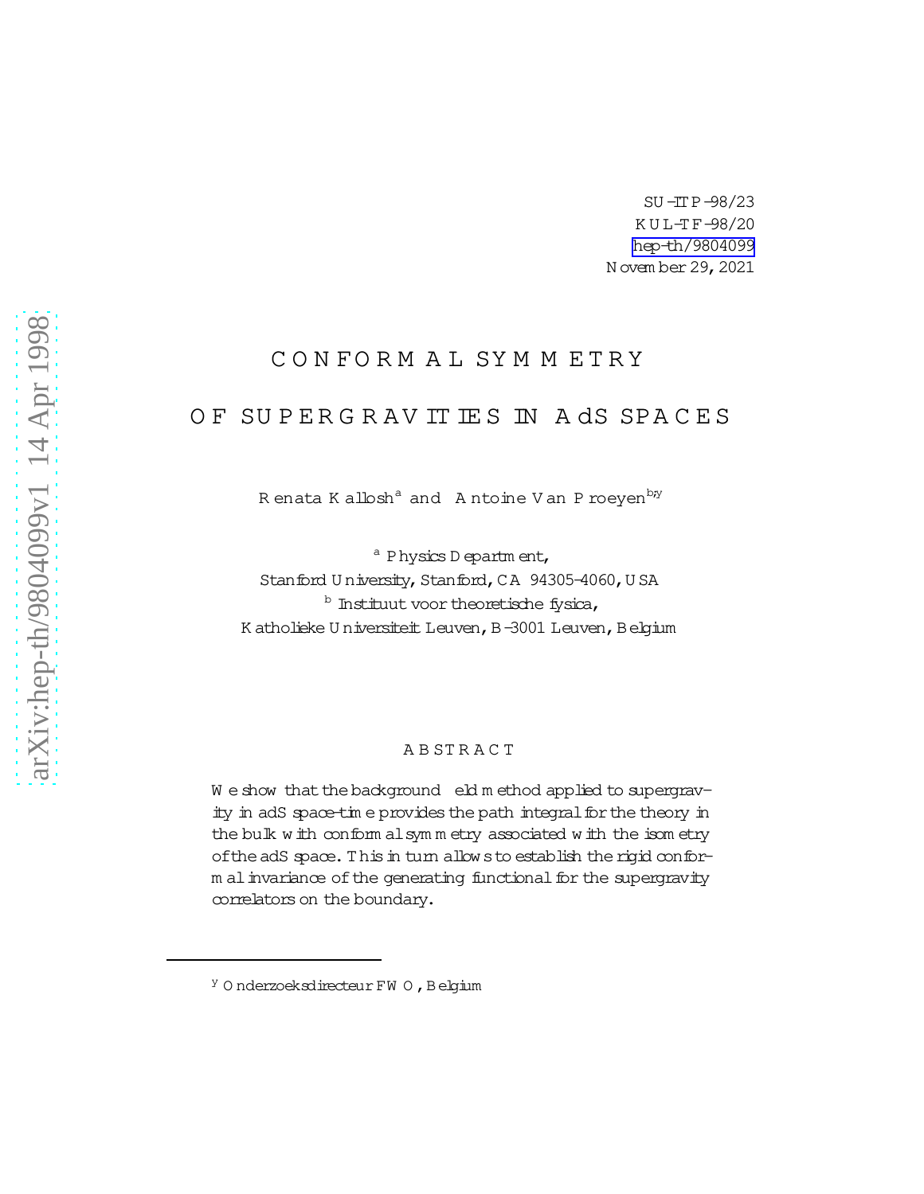SU-ITP-98/23
KUL-TF-98/20
hep-th/9804099
November 29, 2021

# CONFORMAL SYMMETRY OF SUPERGRAVITIES IN AdS SPACES

Renata Kallosh[a] and Antoine Van Proeyen[b,†]

[a] Physics Department,
Stanford University, Stanford, CA 94305-4060, USA

[b] Instituut voor theoretische fysica,
Katholieke Universiteit Leuven, B-3001 Leuven, Belgium

## ABSTRACT

We show that the background field method applied to supergravity in adS space-time provides the path integral for the theory in the bulk with conformal symmetry associated with the isometry of the adS space. This in turn allows to establish the rigid conformal invariance of the generating functional for the supergravity correlators on the boundary.

---

† Onderzoeksdirecteur FWO, Belgium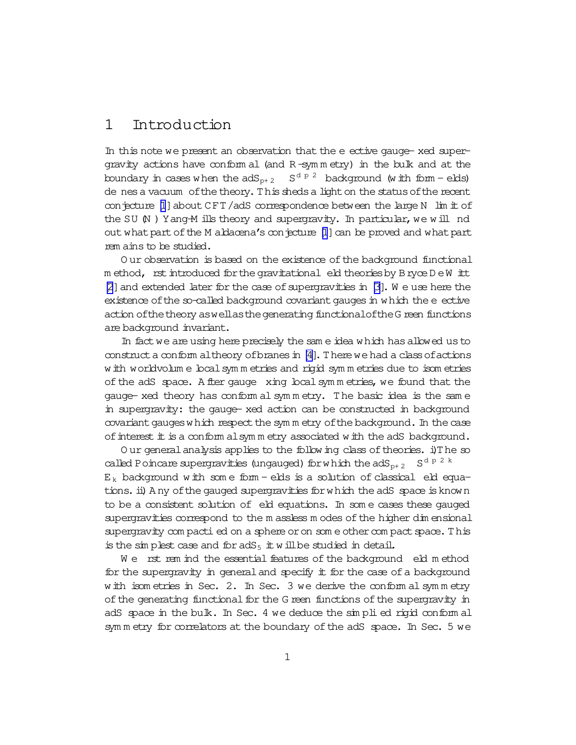# 1 Introduction

In this note we present an observation that the effective gauge-fixed supergravity actions have conformal (and R-symmetry) in the bulk and at the boundary in cases when the $adS_{p+2} \times S^{d-p-2}$ background (with form-fields) defines a vacuum of the theory. This sheds a light on the status of the recent conjecture [1] about CFT/adS correspondence between the large N limit of the SU(N) Yang-Mills theory and supergravity. In particular, we will find out what part of the Maldacena's conjecture [1] can be proved and what part remains to be studied.

Our observation is based on the existence of the background functional method, first introduced for the gravitational field theories by Bryce DeWitt [2] and extended later for the case of supergravities in [3]. We use here the existence of the so-called background covariant gauges in which the effective action of the theory as well as the generating functional of the Green functions are background invariant.

In fact we are using here precisely the same idea which has allowed us to construct a conformal theory of branes in [4]. There we had a class of actions with worldvolume local symmetries and rigid symmetries due to isometries of the adS space. After gauge fixing local symmetries, we found that the gauge-fixed theory has conformal symmetry. The basic idea is the same in supergravity: the gauge-fixed action can be constructed in background covariant gauges which respect the symmetry of the background. In the case of interest it is a conformal symmetry associated with the adS background.

Our general analysis applies to the following class of theories. i)The so called Poincare supergravities (ungauged) for which the $adS_{p+2} \times S^{d-p-2-k} \times E_k$ background with some form-fields is a solution of classical field equations. ii) Any of the gauged supergravities for which the adS space is known to be a consistent solution of field equations. In some cases these gauged supergravities correspond to the massless modes of the higher dimensional supergravity compactified on a sphere or on some other compact space. This is the simplest case and for $adS_5$ it will be studied in detail.

We first remind the essential features of the background field method for the supergravity in general and specify it for the case of a background with isometries in Sec. 2. In Sec. 3 we derive the conformal symmetry of the generating functional for the Green functions of the supergravity in adS space in the bulk. In Sec. 4 we deduce the simplified rigid conformal symmetry for correlators at the boundary of the adS space. In Sec. 5 we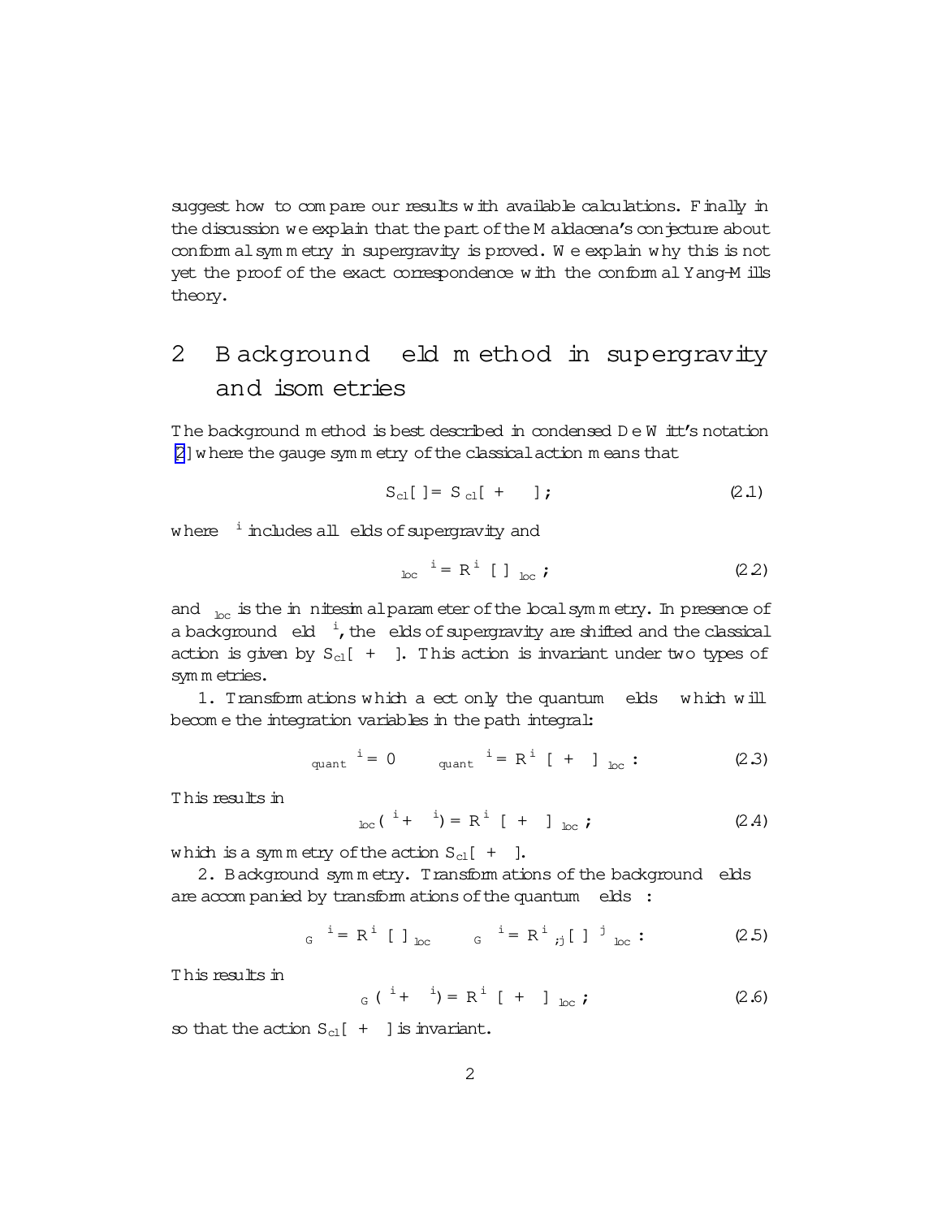suggest how to compare our results with available calculations. Finally in the discussion we explain that the part of the Maldacena's conjecture about conformal symmetry in supergravity is proved. We explain why this is not yet the proof of the exact correspondence with the conformal Yang-Mills theory.

## 2 Background field method in supergravity and isometries

The background method is best described in condensed De Witt's notation [2] where the gauge symmetry of the classical action means that

$$S_{cl}[\phi] = S_{cl}[\phi + \delta\phi] ; \tag{2.1}$$

where $\phi^i$ includes all fields of supergravity and

$$\delta_{loc}\phi^i = R^i{}_\alpha[\phi]\,\xi^\alpha_{loc} ; \tag{2.2}$$

and $\xi_{loc}$ is the infinitesimal parameter of the local symmetry. In presence of a background field $\Phi^i$, the fields of supergravity are shifted and the classical action is given by $S_{cl}[\Phi + \phi]$. This action is invariant under two types of symmetries.

1. Transformations which affect only the quantum fields $\phi$ which will become the integration variables in the path integral:

$$\delta_{quant}\Phi^i = 0 \qquad \delta_{quant}\phi^i = R^i{}_\alpha[\Phi + \phi]\,\xi^\alpha_{loc} : \tag{2.3}$$

This results in

$$\delta_{loc}(\Phi^i + \phi^i) = R^i{}_\alpha[\Phi + \phi]\,\xi^\alpha_{loc} ; \tag{2.4}$$

which is a symmetry of the action $S_{cl}[\Phi + \phi]$.

2. Background symmetry. Transformations of the background fields are accompanied by transformations of the quantum fields $\phi$:

$$\delta_G\Phi^i = R^i{}_\alpha[\Phi]\,\xi^\alpha_{loc} \qquad \delta_G\phi^i = R^i{}_{\alpha;j}[\Phi]\,\phi^j\,\xi^\alpha_{loc} : \tag{2.5}$$

This results in

$$\delta_G(\Phi^i + \phi^i) = R^i{}_\alpha[\Phi + \phi]\,\xi^\alpha_{loc} ; \tag{2.6}$$

so that the action $S_{cl}[\Phi + \phi]$ is invariant.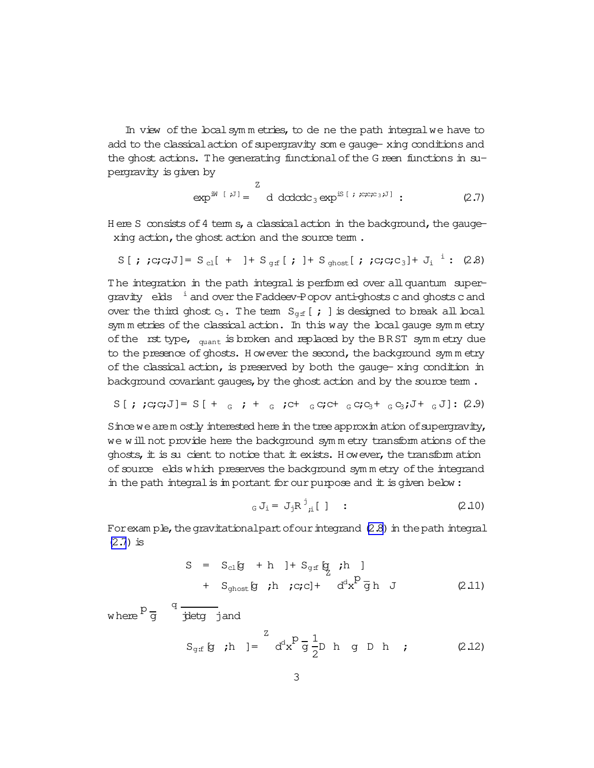In view of the local symmetries, to define the path integral we have to add to the classical action of supergravity some gauge-fixing conditions and the ghost actions. The generating functional of the Green functions in supergravity is given by

$$\exp^{iW[\phi;J]} = \int d\phi\, dc\, d\bar{c}\, dc_3 \exp^{iS[\phi;\phi;c;\bar{c};c_3;J]} \; . \tag{2.7}$$

Here S consists of 4 terms, a classical action in the background, the gauge-fixing action, the ghost action and the source term.

$$S[\phi;\phi;c;\bar{c};J] = S_{cl}[\phi + \phi] + S_{g.f}[\phi;\phi] + S_{ghost}[\phi;\phi;c;\bar{c};c_3] + J_i\phi^i : \tag{2.8}$$

The integration in the path integral is performed over all quantum supergravity fields $\phi^i$ and over the Faddeev-Popov anti-ghosts $\bar{c}$ and ghosts $c$ and over the third ghost $c_3$. The term $S_{g.f}[\phi;\phi]$ is designed to break all local symmetries of the classical action. In this way the local gauge symmetry of the first type, $\delta_{quant}$ is broken and replaced by the BRST symmetry due to the presence of ghosts. However the second, the background symmetry of the classical action, is preserved by both the gauge-fixing condition in background covariant gauges, by the ghost action and by the source term.

$$S[\phi;\phi;c;\bar{c};J] = S[\phi + \delta_G\phi;\phi + \delta_G\phi;c + \delta_G c;\bar{c} + \delta_G\bar{c};c_3 + \delta_G c_3;J + \delta_G J] : \tag{2.9}$$

Since we are mostly interested here in the tree approximation of supergravity, we will not provide here the background symmetry transformations of the ghosts, it is sufficient to notice that it exists. However, the transformation of source fields which preserves the background symmetry of the integrand in the path integral is important for our purpose and it is given below:

$$\delta_G J_i = J_j R^j{}_{;i}[\phi]\,\xi \quad : \tag{2.10}$$

For example, the gravitational part of our integrand (2.8) in the path integral (2.7) is

$$\begin{aligned} S &= S_{cl}[g + h] + S_{g.f}[g;h] \\ &+ S_{ghost}[g;h;c;\bar{c}] + \int d^dx \sqrt{g}\, h J \end{aligned} \tag{2.11}$$

where $\sqrt{g} \equiv \sqrt{|\det g|}$ and

$$S_{g.f}[g;h] = \int d^dx \sqrt{g}\, \frac{1}{2} D h \; g \; D h \quad ; \tag{2.12}$$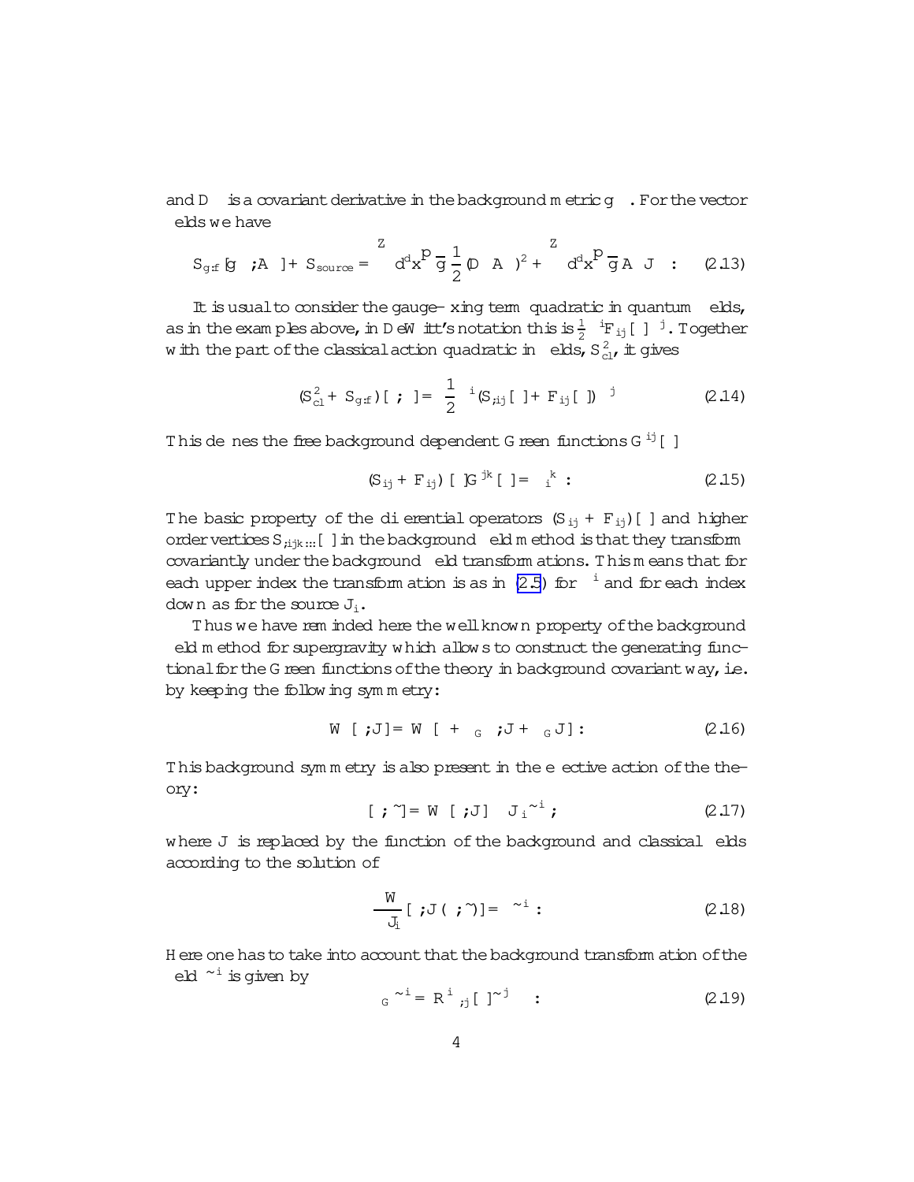and $D_\mu$ is a covariant derivative in the background metric $g_{\mu\nu}$. For the vector fields we have

$$S_{g.f.}[g_{\mu\nu}; A_\mu] + S_{source} = \int d^d x \sqrt{g} \frac{1}{2}(D_\mu A^\mu)^2 + \int d^d x \sqrt{g} A_\mu J^\mu \ . \quad (2.13)$$

It is usual to consider the gauge-fixing term quadratic in quantum fields, as in the examples above, in DeWitt's notation this is $\frac{1}{2}\phi^i F_{ij}[\,] \phi^j$. Together with the part of the classical action quadratic in fields, $S^2_{cl}$, it gives

$$(S^2_{cl} + S_{g.f.})[\,;\,] = \frac{1}{2}\phi^i (S_{,ij}[\,] + F_{ij}[\,])\phi^j \quad (2.14)$$

This defines the free background dependent Green functions $G^{ij}[\,]$

$$(S_{ij} + F_{ij})[\,]G^{jk}[\,] = \delta_i^k \ . \quad (2.15)$$

The basic property of the differential operators $(S_{ij} + F_{ij})[\,]$ and higher order vertices $S_{,ijk...}[\,]$ in the background field method is that they transform covariantly under the background field transformations. This means that for each upper index the transformation is as in (2.5) for $\phi^i$ and for each index down as for the source $J_i$.

Thus we have reminded here the well known property of the background field method for supergravity which allows to construct the generating functional for the Green functions of the theory in background covariant way, i.e. by keeping the following symmetry:

$$W[\,;J] = W[\,+\delta_G\,; J + \delta_G J] \ . \quad (2.16)$$

This background symmetry is also present in the effective action of the theory:

$$\Gamma[\,;\tilde{\ }] = W[\,;J] - J_i \tilde{\phi}^i \ ; \quad (2.17)$$

where $J$ is replaced by the function of the background and classical fields according to the solution of

$$\frac{\delta W}{\delta J_i}[\,;J(\,;\tilde{\ })] = \tilde{\phi}^i \ . \quad (2.18)$$

Here one has to take into account that the background transformation of the field $\tilde{\phi}^i$ is given by

$$\delta_G \tilde{\phi}^i = R^i{}_{;j}[\,]\tilde{\phi}^j \ . \quad (2.19)$$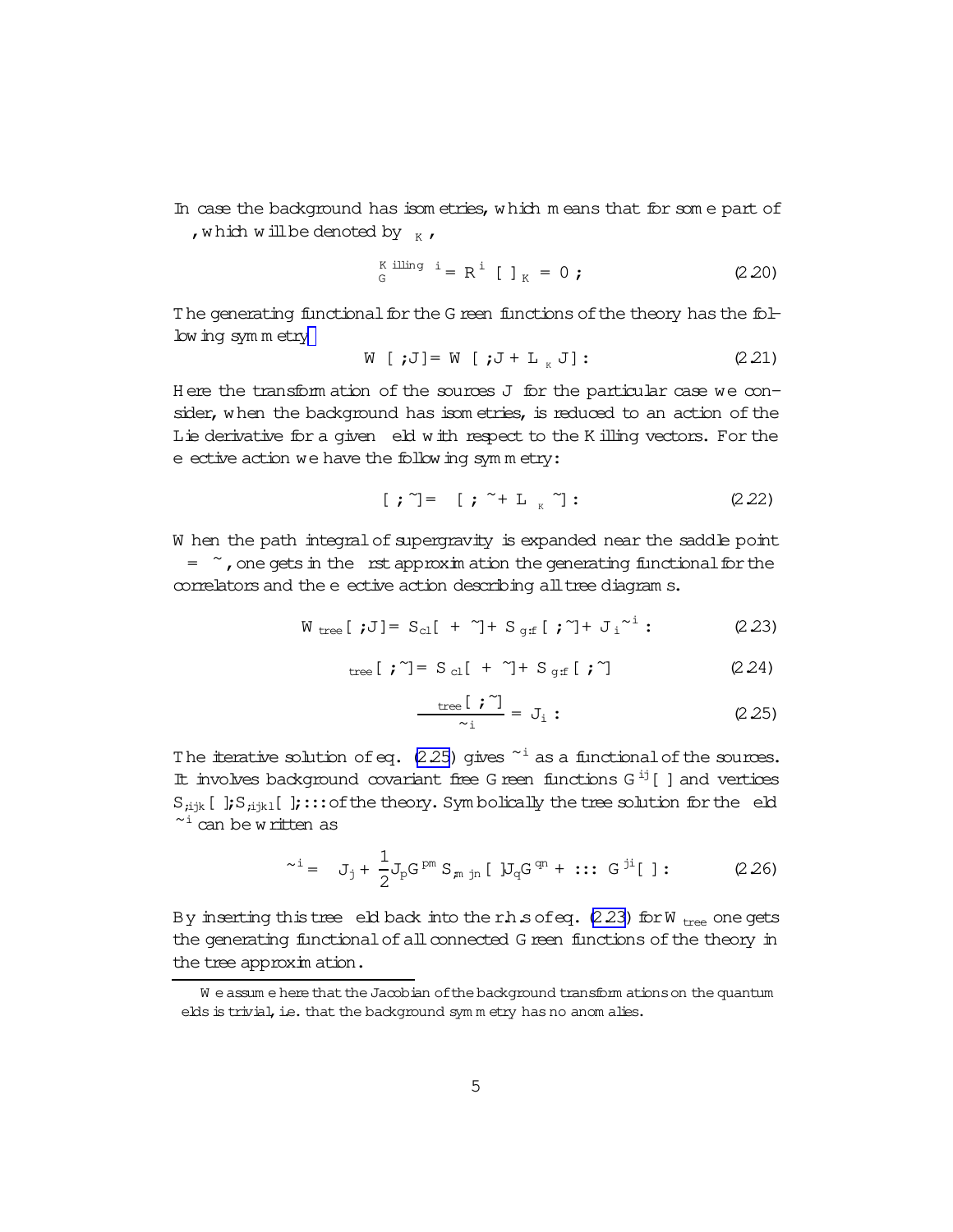In case the background has isometries, which means that for some part of $\phi$, which will be denoted by $\phi_K$,

$$\delta_G^{Killing} \phi^i = R^i[\phi]\xi_K = 0 ; \tag{2.20}$$

The generating functional for the Green functions of the theory has the following symmetry[*]

$$W[\phi; J] = W[\phi; J + \mathcal{L}_{\xi_K} J] : \tag{2.21}$$

Here the transformation of the sources $J$ for the particular case we consider, when the background has isometries, is reduced to an action of the Lie derivative for a given field with respect to the Killing vectors. For the effective action we have the following symmetry:

$$\Gamma[\phi; \tilde{\varphi}] = \Gamma[\phi; \tilde{\varphi} + \mathcal{L}_{\xi_K} \tilde{\varphi}] : \tag{2.22}$$

When the path integral of supergravity is expanded near the saddle point $\varphi = \tilde{\varphi}$, one gets in the first approximation the generating functional for the correlators and the effective action describing all tree diagrams.

$$W_{tree}[\phi; J] = S_{cl}[\phi + \tilde{\varphi}] + S_{g.f}[\phi; \tilde{\varphi}] + J_i \tilde{\varphi}^i : \tag{2.23}$$

$$\Gamma_{tree}[\phi; \tilde{\varphi}] = S_{cl}[\phi + \tilde{\varphi}] + S_{g.f}[\phi; \tilde{\varphi}] \tag{2.24}$$

$$\frac{\delta \Gamma_{tree}[\phi; \tilde{\varphi}]}{\delta \tilde{\varphi}^i} = -J_i : \tag{2.25}$$

The iterative solution of eq. (2.25) gives $\tilde{\varphi}^i$ as a functional of the sources. It involves background covariant free Green functions $G^{ij}[\phi]$ and vertices $S_{;ijk}[\phi]; S_{;ijkl}[\phi]; \ldots$ of the theory. Symbolically the tree solution for the field $\tilde{\varphi}^i$ can be written as

$$\tilde{\varphi}^i = -\left( J_j + \frac{1}{2} J_p G^{pm} S_{;m\,jn}[\phi] J_q G^{qn} + \ldots \right) G^{ji}[\phi] : \tag{2.26}$$

By inserting this tree field back into the r.h.s of eq. (2.23) for $W_{tree}$ one gets the generating functional of all connected Green functions of the theory in the tree approximation.

---

[*] We assume here that the Jacobian of the background transformations on the quantum fields is trivial, i.e. that the background symmetry has no anomalies.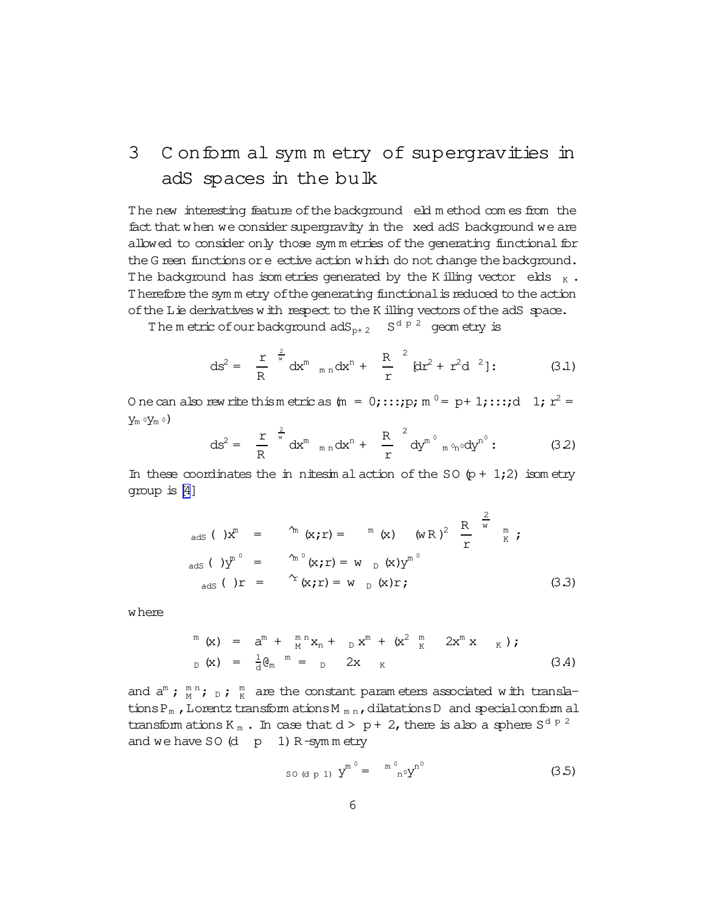# 3 Conformal symmetry of supergravities in adS spaces in the bulk

The new interesting feature of the background field method comes from the fact that when we consider supergravity in the fixed adS background we are allowed to consider only those symmetries of the generating functional for the Green functions or effective action which do not change the background. The background has isometries generated by the Killing vector fields $\xi_K$. Therefore the symmetry of the generating functional is reduced to the action of the Lie derivatives with respect to the Killing vectors of the adS space.

The metric of our background $adS_{p+2} \times S^{d-p-2}$ geometry is

$$ds^2 = \left(\frac{r}{R}\right)^{\frac{2}{w}} dx^m \eta_{mn} dx^n + \left(\frac{R}{r}\right)^2 [dr^2 + r^2 d\Omega^2]: \tag{3.1}$$

One can also rewrite this metric as ($m = 0;\ldots;p;\ m' = p+1;\ldots;d-1;\ r^2 = y_{m'} y_{m'}$)

$$ds^2 = \left(\frac{r}{R}\right)^{\frac{2}{w}} dx^m \eta_{mn} dx^n + \left(\frac{R}{r}\right)^2 dy^{m'} \delta_{m'n'} dy^{n'}: \tag{3.2}$$

In these coordinates the infinitesimal action of the $SO(p+1;2)$ isometry group is [4]

$$\begin{aligned}
\delta_{adS}(\xi) x^m &= -\hat{\xi}^m(x;r) = -\xi^m(x) - (wR)^2 \left(\frac{R}{r}\right)^{\frac{2}{w}} \epsilon_K^m ; \\
\delta_{adS}(\xi) y^{m'} &= -\hat{\xi}^{m'}(x;r) = w \, \Lambda_D(x) y^{m'} \\
\delta_{adS}(\xi) r &= -\hat{\xi}^r(x;r) = w \, \Lambda_D(x) r ;
\end{aligned} \tag{3.3}$$

where

$$\begin{aligned}
\xi^m(x) &= a^m + \lambda_M^{mn} x_n + \lambda_D x^m + (x^2 \epsilon_K^m - 2x^m x \cdot \epsilon_K); \\
\Lambda_D(x) &= \tfrac{1}{d} \partial_m \xi^m = \lambda_D - 2x \cdot \epsilon_K
\end{aligned} \tag{3.4}$$

and $a^m$; $\lambda_M^{mn}$; $\lambda_D$; $\epsilon_K^m$ are the constant parameters associated with translations $P_m$, Lorentz transformations $M_{mn}$, dilatations $D$ and special conformal transformations $K_m$. In case that $d > p+2$, there is also a sphere $S^{d-p-2}$ and we have $SO(d-p-1)$ R-symmetry

$$\delta_{SO(d-p-1)} y^{m'} = \lambda^{m'}{}_{n'} y^{n'} \tag{3.5}$$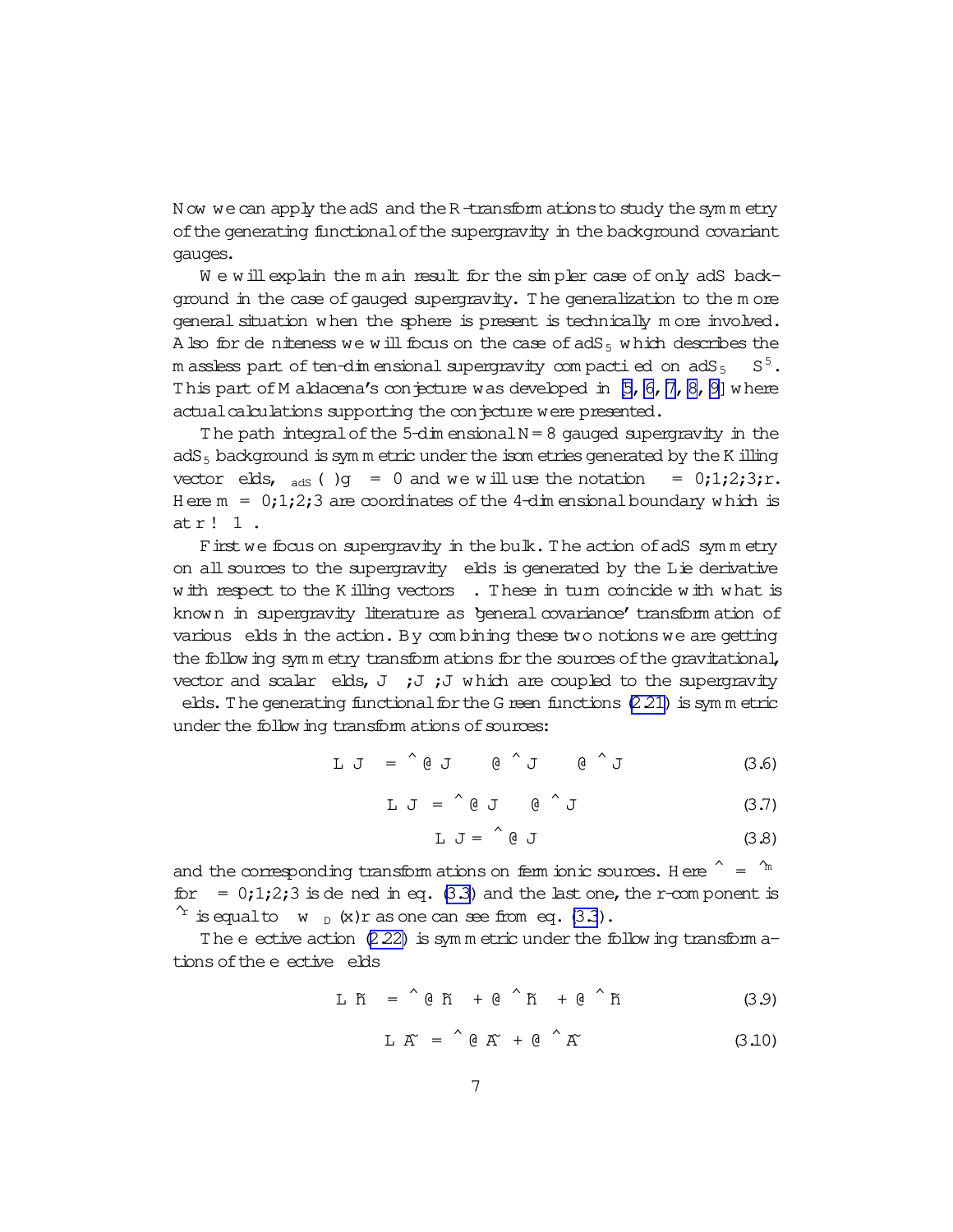Now we can apply the adS and the R-transformations to study the symmetry of the generating functional of the supergravity in the background covariant gauges.

We will explain the main result for the simpler case of only adS background in the case of gauged supergravity. The generalization to the more general situation when the sphere is present is technically more involved. Also for definiteness we will focus on the case of $adS_5$ which describes the massless part of ten-dimensional supergravity compactified on $adS_5 \times S^5$. This part of Maldacena's conjecture was developed in [5, 6, 7, 8, 9] where actual calculations supporting the conjecture were presented.

The path integral of the 5-dimensional N = 8 gauged supergravity in the $adS_5$ background is symmetric under the isometries generated by the Killing vector fields, $\mathcal{L}_{\xi_{adS}}(\bar{\ })g = 0$ and we will use the notation $\mu = 0;1;2;3;r$. Here $m = 0;1;2;3$ are coordinates of the 4-dimensional boundary which is at $r \to \infty$.

First we focus on supergravity in the bulk. The action of adS symmetry on all sources to the supergravity fields is generated by the Lie derivative with respect to the Killing vectors $\xi$. These in turn coincide with what is known in supergravity literature as 'general covariance' transformation of various fields in the action. By combining these two notions we are getting the following symmetry transformations for the sources of the gravitational, vector and scalar fields, $J^{\mu\nu}; J^{\mu}; J$ which are coupled to the supergravity fields. The generating functional for the Green functions (2.21) is symmetric under the following transformations of sources:

$$\mathcal{L}_{\xi} J^{\mu\nu} = \hat{\xi}^{\lambda}\partial_{\lambda} J^{\mu\nu} - \partial_{\lambda}\hat{\xi}^{\mu} J^{\lambda\nu} - \partial_{\lambda}\hat{\xi}^{\nu} J^{\mu\lambda} \tag{3.6}$$

$$\mathcal{L}_{\xi} J^{\mu} = \hat{\xi}^{\lambda}\partial_{\lambda} J^{\mu} - \partial_{\lambda}\hat{\xi}^{\mu} J^{\lambda} \tag{3.7}$$

$$\mathcal{L}_{\xi} J = \hat{\xi}^{\lambda}\partial_{\lambda} J \tag{3.8}$$

and the corresponding transformations on fermionic sources. Here $\hat{\xi}^{\mu} = \hat{\xi}^{m}$ for $\mu = 0;1;2;3$ is defined in eq. (3.3) and the last one, the r-component is $\hat{\xi}^{r}$ is equal to $-w_{D}(x) r$ as one can see from eq. (3.3).

The effective action (2.22) is symmetric under the following transformations of the effective fields

$$\mathcal{L}_{\xi} \tilde{h}_{\mu\nu} = \hat{\xi}^{\lambda}\partial_{\lambda}\tilde{h}_{\mu\nu} + \partial_{\mu}\hat{\xi}^{\lambda}\tilde{h}_{\lambda\nu} + \partial_{\nu}\hat{\xi}^{\lambda}\tilde{h}_{\mu\lambda} \tag{3.9}$$

$$\mathcal{L}_{\xi} \tilde{A}_{\mu} = \hat{\xi}^{\lambda}\partial_{\lambda}\tilde{A}_{\mu} + \partial_{\mu}\hat{\xi}^{\lambda}\tilde{A}_{\lambda} \tag{3.10}$$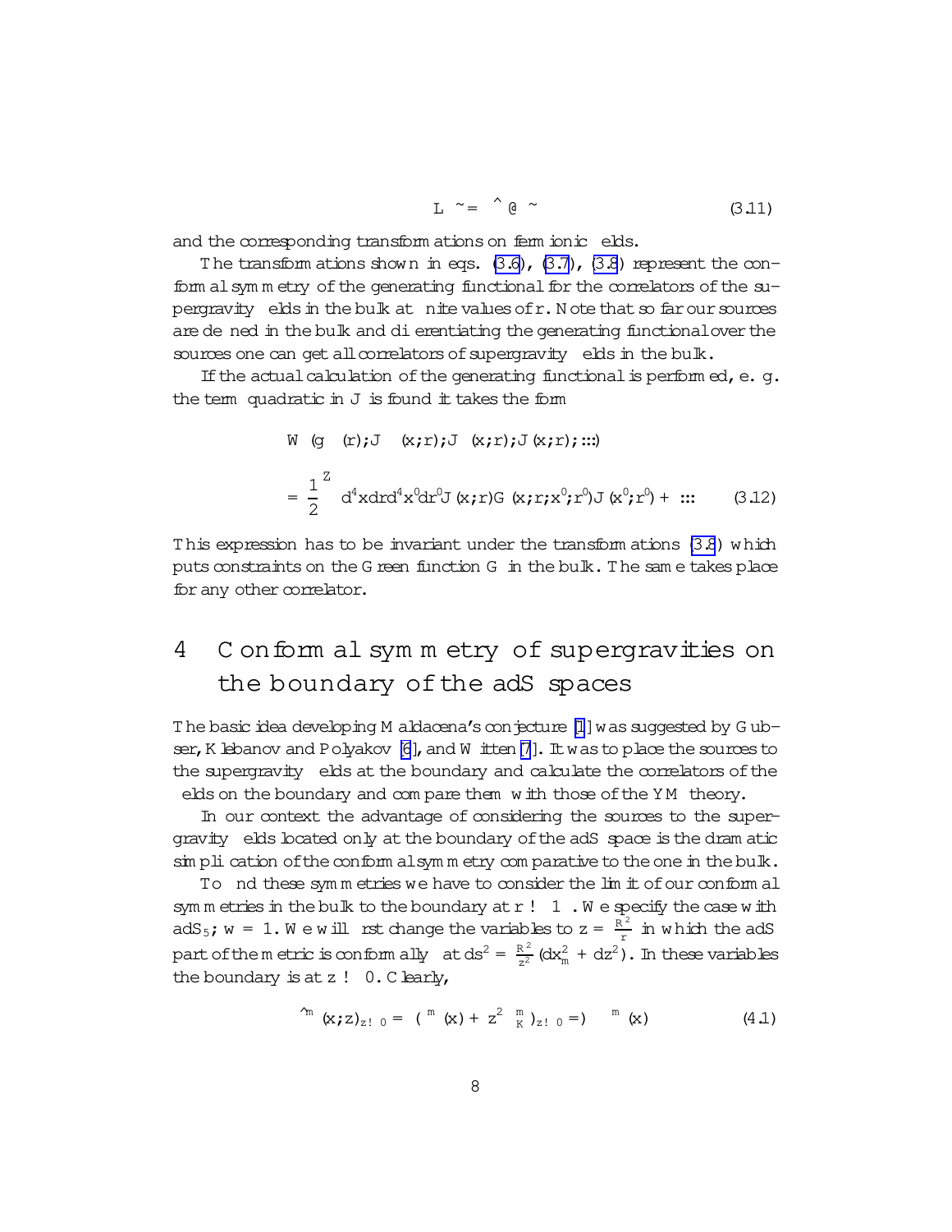$$L\,\tilde{\ } = \hat{\ } \partial\,\tilde{\ } \tag{3.11}$$

and the corresponding transformations on fermionic fields.

The transformations shown in eqs. (3.6), (3.7), (3.8) represent the conformal symmetry of the generating functional for the correlators of the supergravity fields in the bulk at finite values of r. Note that so far our sources are defined in the bulk and differentiating the generating functional over the sources one can get all correlators of supergravity fields in the bulk.

If the actual calculation of the generating functional is performed, e. g. the term quadratic in J is found it takes the form

$$W\,(g\;\;(r);J\;\;(x;r);J\;\;(x;r);J\,(x;r);:::)$$

$$= \frac{1}{2}\int d^4x dr d^4x^0 dr^0 J\,(x;r) G\,(x;r;x^0;r^0) J\,(x^0;r^0) + ::: \tag{3.12}$$

This expression has to be invariant under the transformations (3.8) which puts constraints on the Green function G in the bulk. The same takes place for any other correlator.

# 4 Conformal symmetry of supergravities on the boundary of the adS spaces

The basic idea developing Maldacena's conjecture [1] was suggested by Gubser, Klebanov and Polyakov [6], and Witten [7]. It was to place the sources to the supergravity fields at the boundary and calculate the correlators of the fields on the boundary and compare them with those of the YM theory.

In our context the advantage of considering the sources to the supergravity fields located only at the boundary of the adS space is the dramatic simplification of the conformal symmetry comparative to the one in the bulk.

To find these symmetries we have to consider the limit of our conformal symmetries in the bulk to the boundary at $r \to \infty$. We specify the case with $adS_5$; $w = 1$. We will first change the variables to $z = \frac{R^2}{r}$ in which the adS part of the metric is conformally flat $ds^2 = \frac{R^2}{z^2}(dx_m^2 + dz^2)$. In these variables the boundary is at $z \to 0$. Clearly,

$$\hat{\ }^m (x;z)_{z \to 0} = (\ ^m (x) + z^2\ {}^m_K)_{z \to 0} = \ )\ \ \ ^m (x) \tag{4.1}$$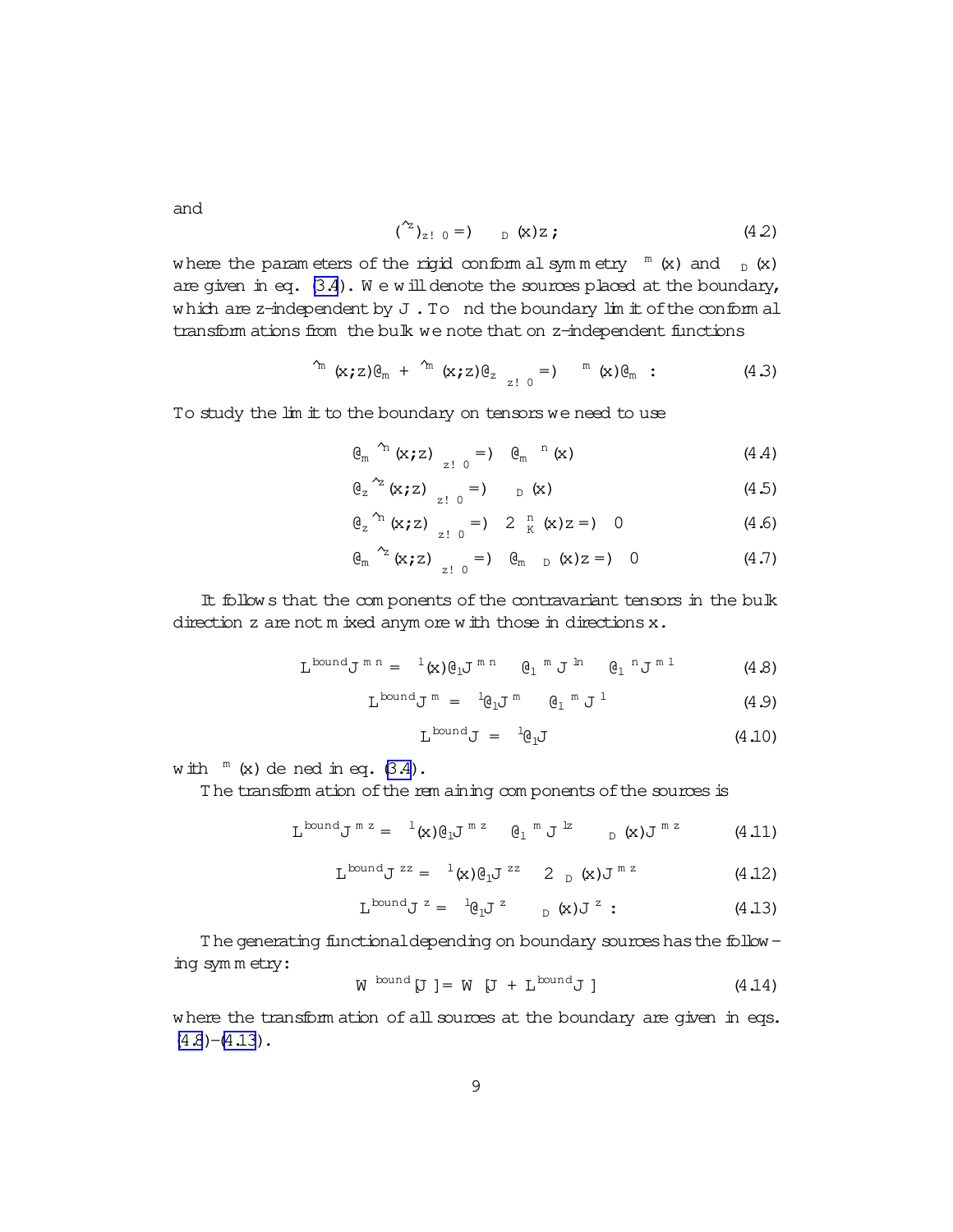and

$$(\hat{\epsilon}^z)_{z\to 0} \Longrightarrow \epsilon_D(x)z\,; \tag{4.2}$$

where the parameters of the rigid conformal symmetry $\epsilon^m(x)$ and $\epsilon_D(x)$ are given in eq. (3.4). We will denote the sources placed at the boundary, which are z-independent by $J$. To find the boundary limit of the conformal transformations from the bulk we note that on z-independent functions

$$\hat{\epsilon}^m(x;z)\partial_m + \hat{\epsilon}^m(x;z)\partial_z \Big|_{z\to 0} \Longrightarrow \epsilon^m(x)\partial_m\;: \tag{4.3}$$

To study the limit to the boundary on tensors we need to use

$$\partial_m \hat{\epsilon}^n(x;z)\Big|_{z\to 0} \Longrightarrow \partial_m \epsilon^n(x) \tag{4.4}$$

$$\partial_z \hat{\epsilon}^z(x;z)\Big|_{z\to 0} \Longrightarrow \epsilon_D(x) \tag{4.5}$$

$$\partial_z \hat{\epsilon}^n(x;z)\Big|_{z\to 0} \Longrightarrow 2\epsilon_K^n(x)z \Longrightarrow 0 \tag{4.6}$$

$$\partial_m \hat{\epsilon}^z(x;z)\Big|_{z\to 0} \Longrightarrow \partial_m \epsilon_D(x)z \Longrightarrow 0 \tag{4.7}$$

It follows that the components of the contravariant tensors in the bulk direction z are not mixed anymore with those in directions x.

$$L^{\text{bound}} J^{mn} = \epsilon^l(x)\partial_l J^{mn} - \partial_l \epsilon^m J^{ln} - \partial_l \epsilon^n J^{ml} \tag{4.8}$$

$$L^{\text{bound}} J^{m} = \epsilon^l \partial_l J^{m} - \partial_l \epsilon^m J^{l} \tag{4.9}$$

$$L^{\text{bound}} J = \epsilon^l \partial_l J \tag{4.10}$$

with $\epsilon^m(x)$ defined in eq. (3.4).

The transformation of the remaining components of the sources is

$$L^{\text{bound}} J^{mz} = \epsilon^l(x)\partial_l J^{mz} - \partial_l \epsilon^m J^{lz} - \epsilon_D(x) J^{mz} \tag{4.11}$$

$$L^{\text{bound}} J^{zz} = \epsilon^l(x)\partial_l J^{zz} - 2\epsilon_D(x) J^{mz} \tag{4.12}$$

$$L^{\text{bound}} J^{z} = \epsilon^l \partial_l J^{z} - \epsilon_D(x) J^{z}\;: \tag{4.13}$$

The generating functional depending on boundary sources has the following symmetry:

$$W^{\text{bound}}[J] = W[J + L^{\text{bound}} J] \tag{4.14}$$

where the transformation of all sources at the boundary are given in eqs. (4.8)-(4.13).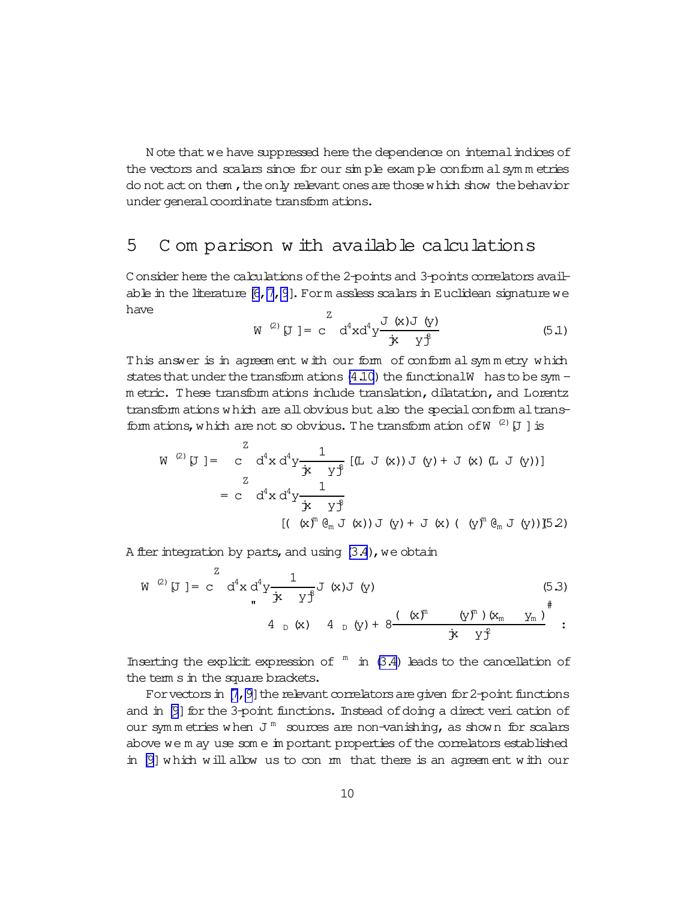Note that we have suppressed here the dependence on internal indices of the vectors and scalars since for our simple example conformal symmetries do not act on them, the only relevant ones are those which show the behavior under general coordinate transformations.

# 5 Comparison with available calculations

Consider here the calculations of the 2-points and 3-points correlators available in the literature [6, 7, 9]. For massless scalars in Euclidean signature we have

$$W^{(2)}[J] = c \int d^4x d^4y \frac{J(x)J(y)}{|x-y|^8} \tag{5.1}$$

This answer is in agreement with our form of conformal symmetry which states that under the transformations (4.10) the functional $W$ has to be symmetric. These transformations include translation, dilatation, and Lorentz transformations which are all obvious but also the special conformal transformations, which are not so obvious. The transformation of $W^{(2)}[J]$ is

$$\begin{aligned} \delta W^{(2)}[J] &= c \int d^4x\, d^4y \frac{1}{|x-y|^8} \left[ (\delta_L J(x))J(y) + J(x)(\delta_L J(y)) \right] \\ &= c \int d^4x\, d^4y \frac{1}{|x-y|^8} \\ &\qquad \left[ (-\xi(x)^m \partial_m J(x))J(y) + J(x)(-\xi(y)^m \partial_m J(y)) \right] \end{aligned} \tag{5.2}$$

After integration by parts, and using (3.4), we obtain

$$\begin{aligned} \delta W^{(2)}[J] = c \int d^4x\, d^4y \frac{1}{|x-y|^8} J(x)J(y) \qquad\qquad\qquad\qquad (5.3) \\ \left[ -4\sigma_D(x) - 4\sigma_D(y) + 8\frac{(\xi(x)^m - \xi(y)^m)(x_m - y_m)}{|x-y|^2} \right] . \end{aligned}$$

Inserting the explicit expression of $\xi^m$ in (3.4) leads to the cancellation of the terms in the square brackets.

For vectors in [7, 9] the relevant correlators are given for 2-point functions and in [9] for the 3-point functions. Instead of doing a direct verification of our symmetries when $J^m$ sources are non-vanishing, as shown for scalars above we may use some important properties of the correlators established in [9] which will allow us to confirm that there is an agreement with our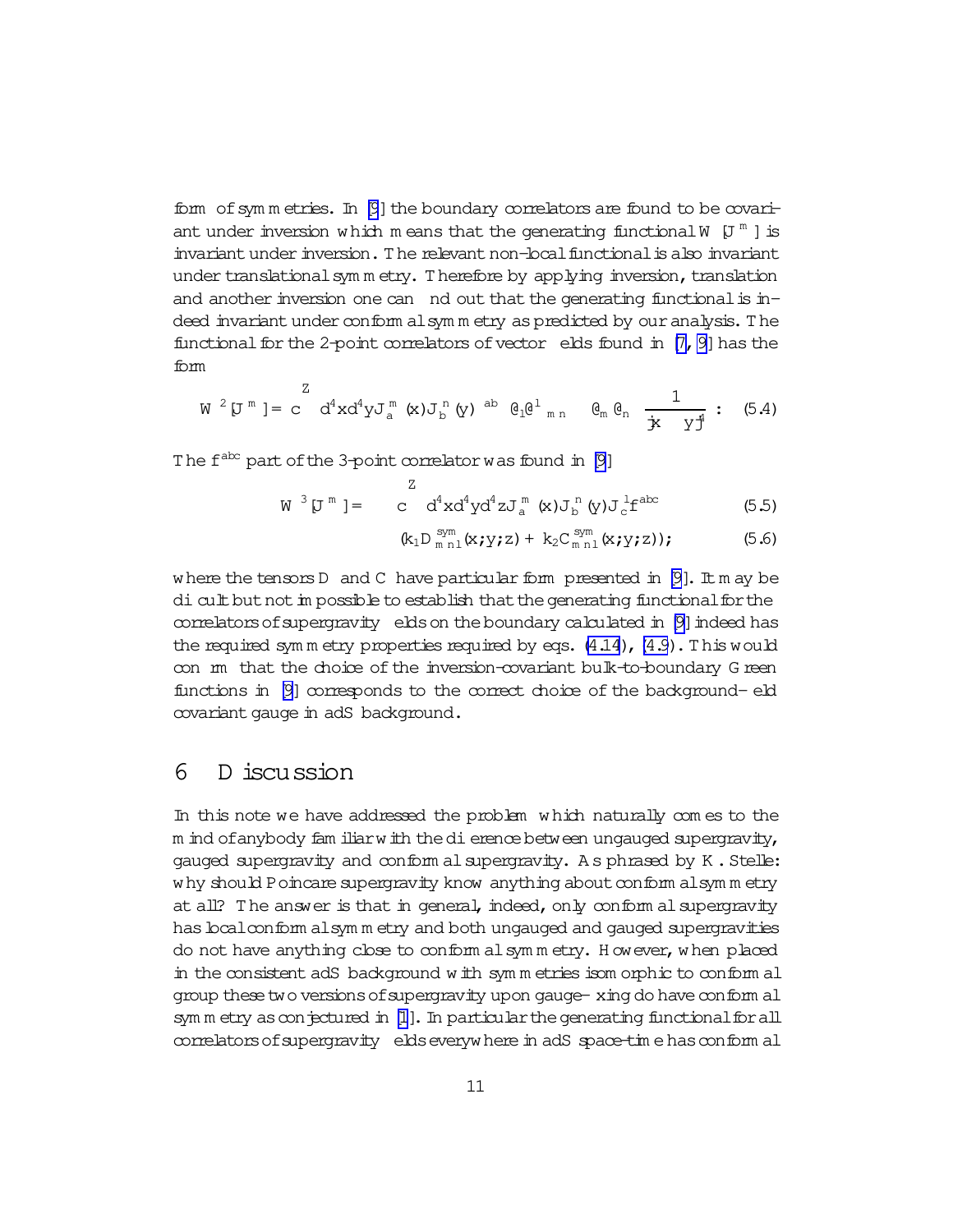form of symmetries. In [9] the boundary correlators are found to be covariant under inversion which means that the generating functional $W[J^m]$ is invariant under inversion. The relevant non-local functional is also invariant under translational symmetry. Therefore by applying inversion, translation and another inversion one can find out that the generating functional is indeed invariant under conformal symmetry as predicted by our analysis. The functional for the 2-point correlators of vector fields found in [7, 9] has the form

$$W^2[J^m] = c \int d^4x d^4y J_a^m(x) J_b^n(y)\, \delta^{ab} \left(\partial_l \partial^l \eta_{mn} - \partial_m \partial_n\right) \frac{1}{|x-y|^4} \, . \tag{5.4}$$

The $f^{abc}$ part of the 3-point correlator was found in [9]

$$W^3[J^m] = c \int d^4x d^4y d^4z J_a^m(x) J_b^n(y) J_c^l f^{abc} \tag{5.5}$$

$$(k_1 D^{sym}_{mnl}(x;y;z) + k_2 C^{sym}_{mnl}(x;y;z)); \tag{5.6}$$

where the tensors $D$ and $C$ have particular form presented in [9]. It may be difficult but not impossible to establish that the generating functional for the correlators of supergravity fields on the boundary calculated in [9] indeed has the required symmetry properties required by eqs. (4.14), (4.9). This would confirm that the choice of the inversion-covariant bulk-to-boundary Green functions in [9] corresponds to the correct choice of the background-field covariant gauge in adS background.

# 6 Discussion

In this note we have addressed the problem which naturally comes to the mind of anybody familiar with the difference between ungauged supergravity, gauged supergravity and conformal supergravity. As phrased by K. Stelle: why should Poincare supergravity know anything about conformal symmetry at all? The answer is that in general, indeed, only conformal supergravity has local conformal symmetry and both ungauged and gauged supergravities do not have anything close to conformal symmetry. However, when placed in the consistent adS background with symmetries isomorphic to conformal group these two versions of supergravity upon gauge-fixing do have conformal symmetry as conjectured in [1]. In particular the generating functional for all correlators of supergravity fields everywhere in adS space-time has conformal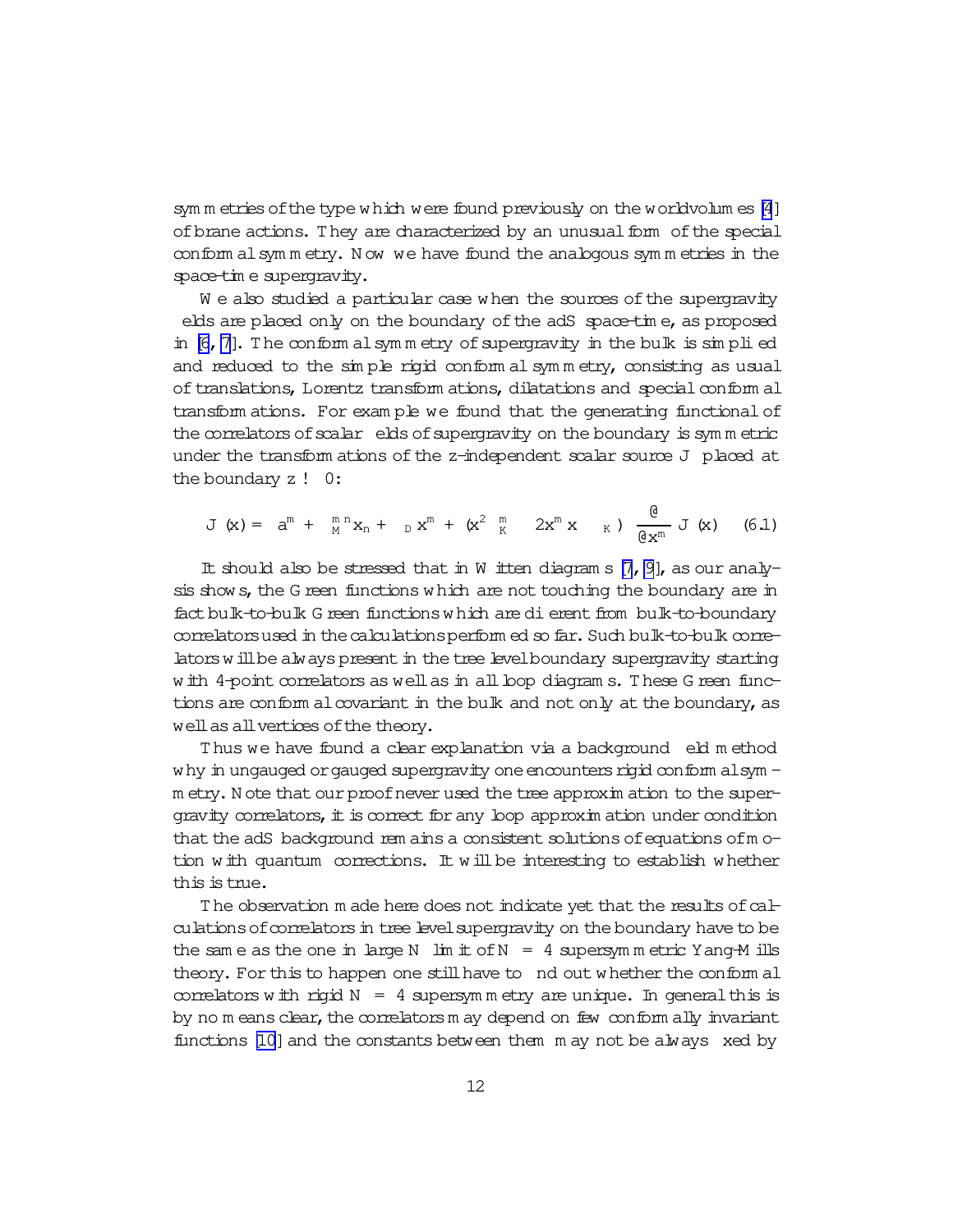symmetries of the type which were found previously on the worldvolumes [4] of brane actions. They are characterized by an unusual form of the special conformal symmetry. Now we have found the analogous symmetries in the space-time supergravity.

We also studied a particular case when the sources of the supergravity fields are placed only on the boundary of the adS space-time, as proposed in [6, 7]. The conformal symmetry of supergravity in the bulk is simplified and reduced to the simple rigid conformal symmetry, consisting as usual of translations, Lorentz transformations, dilatations and special conformal transformations. For example we found that the generating functional of the correlators of scalar fields of supergravity on the boundary is symmetric under the transformations of the z-independent scalar source $J$ placed at the boundary $z \to 0$:

$$\delta J(x) = \left(a^m + \lambda_M^{mn} x_n + \lambda_D x^m + (x^2 \lambda_K^m - 2x^m x \cdot \lambda_K)\right) \frac{\partial}{\partial x^m} J(x) \qquad (6.1)$$

It should also be stressed that in Witten diagrams [7, 9], as our analysis shows, the Green functions which are not touching the boundary are in fact bulk-to-bulk Green functions which are different from bulk-to-boundary correlators used in the calculations performed so far. Such bulk-to-bulk correlators will be always present in the tree level boundary supergravity starting with 4-point correlators as well as in all loop diagrams. These Green functions are conformal covariant in the bulk and not only at the boundary, as well as all vertices of the theory.

Thus we have found a clear explanation via a background field method why in ungauged or gauged supergravity one encounters rigid conformal symmetry. Note that our proof never used the tree approximation to the supergravity correlators, it is correct for any loop approximation under condition that the adS background remains a consistent solutions of equations of motion with quantum corrections. It will be interesting to establish whether this is true.

The observation made here does not indicate yet that the results of calculations of correlators in tree level supergravity on the boundary have to be the same as the one in large $N$ limit of $N = 4$ supersymmetric Yang-Mills theory. For this to happen one still have to find out whether the conformal correlators with rigid $N = 4$ supersymmetry are unique. In general this is by no means clear, the correlators may depend on few conformally invariant functions [10] and the constants between them may not be always fixed by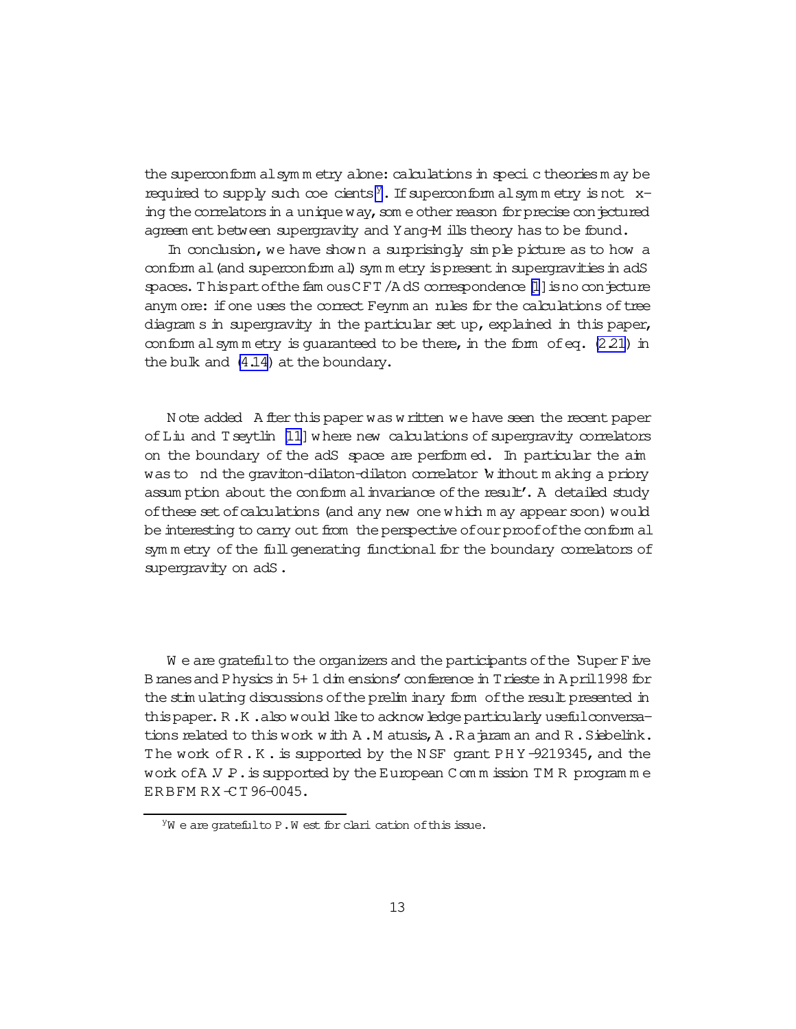the superconformal symmetry alone: calculations in specific theories may be required to supply such coefficients[y]. If superconformal symmetry is not fixing the correlators in a unique way, some other reason for precise conjectured agreement between supergravity and Yang-Mills theory has to be found.

In conclusion, we have shown a surprisingly simple picture as to how a conformal (and superconformal) symmetry is present in supergravities in adS spaces. This part of the famous CFT/AdS correspondence [1] is no conjecture anymore: if one uses the correct Feynman rules for the calculations of tree diagrams in supergravity in the particular set up, explained in this paper, conformal symmetry is guaranteed to be there, in the form of eq. (2.21) in the bulk and (4.14) at the boundary.

Note added After this paper was written we have seen the recent paper of Liu and Tseytlin [11] where new calculations of supergravity correlators on the boundary of the adS space are performed. In particular the aim was to find the graviton-dilaton-dilaton correlator 'without making a priory assumption about the conformal invariance of the result'. A detailed study of these set of calculations (and any new one which may appear soon) would be interesting to carry out from the perspective of our proof of the conformal symmetry of the full generating functional for the boundary correlators of supergravity on adS.

We are grateful to the organizers and the participants of the 'Super Five Branes and Physics in 5+1 dimensions' conference in Trieste in April 1998 for the stimulating discussions of the preliminary form of the result presented in this paper. R.K. also would like to acknowledge particularly useful conversations related to this work with A. Matusis, A. Rajaraman and R. Siebelink. The work of R.K. is supported by the NSF grant PHY-9219345, and the work of A.V.P. is supported by the European Commission TMR programme ERBFMRX-CT96-0045.

---

[y] We are grateful to P. West for clarification of this issue.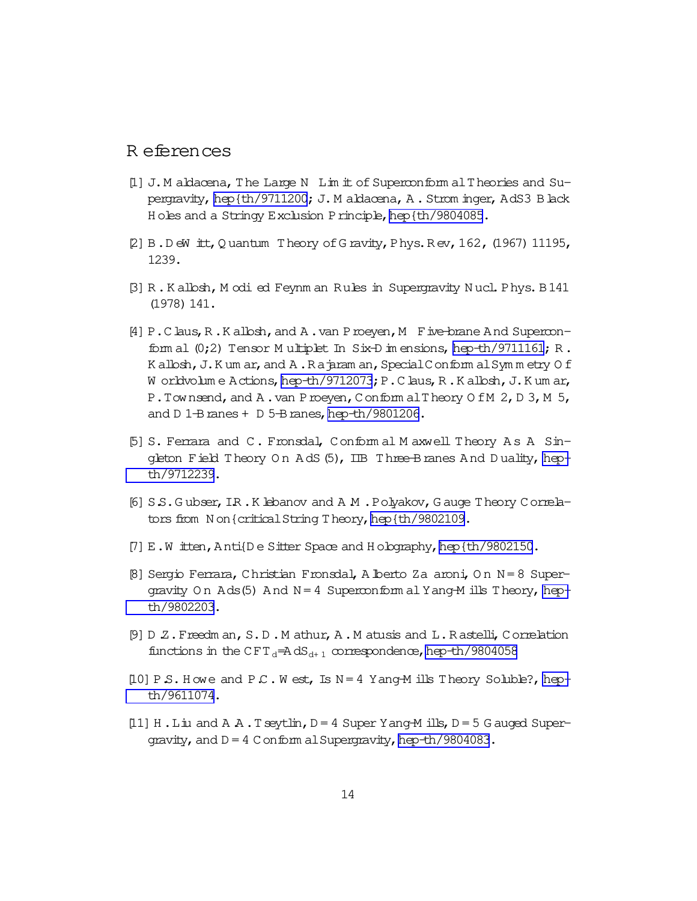# References

[1] J. Maldacena, The Large N Limit of Superconformal Theories and Supergravity, hep-th/9711200; J. Maldacena, A. Strominger, AdS3 Black Holes and a Stringy Exclusion Principle, hep-th/9804085.

[2] B. DeWitt, Quantum Theory of Gravity, Phys. Rev, 162, (1967) 11195, 1239.

[3] R. Kallosh, Modified Feynman Rules in Supergravity Nucl. Phys. B141 (1978) 141.

[4] P. Claus, R. Kallosh, and A. van Proeyen, M Five-brane And Superconformal (0;2) Tensor Multiplet In Six-Dimensions, hep-th/9711161; R. Kallosh, J. Kumar, and A. Rajaraman, Special Conformal Symmetry Of Worldvolume Actions, hep-th/9712073; P. Claus, R. Kallosh, J. Kumar, P. Townsend, and A. van Proeyen, Conformal Theory Of M2, D3, M5, and D1-Branes + D5-Branes, hep-th/9801206.

[5] S. Ferrara and C. Fronsdal, Conformal Maxwell Theory As A Singleton Field Theory On AdS(5), IIB Three-Branes And Duality, hep-th/9712239.

[6] S.S. Gubser, I.R. Klebanov and A.M. Polyakov, Gauge Theory Correlators from Non-critical String Theory, hep-th/9802109.

[7] E. Witten, Anti-De Sitter Space and Holography, hep-th/9802150.

[8] Sergio Ferrara, Christian Fronsdal, Alberto Zaffaroni, On N=8 Supergravity On Ads(5) And N=4 Superconformal Yang-Mills Theory, hep-th/9802203.

[9] D.Z. Freedman, S.D. Mathur, A. Matusis and L. Rastelli, Correlation functions in the $CFT_d$=$AdS_{d+1}$ correspondence, hep-th/9804058

[10] P.S. Howe and P.C. West, Is N=4 Yang-Mills Theory Soluble?, hep-th/9611074.

[11] H. Liu and A.A. Tseytlin, D=4 Super Yang-Mills, D=5 Gauged Supergravity, and D=4 Conformal Supergravity, hep-th/9804083.